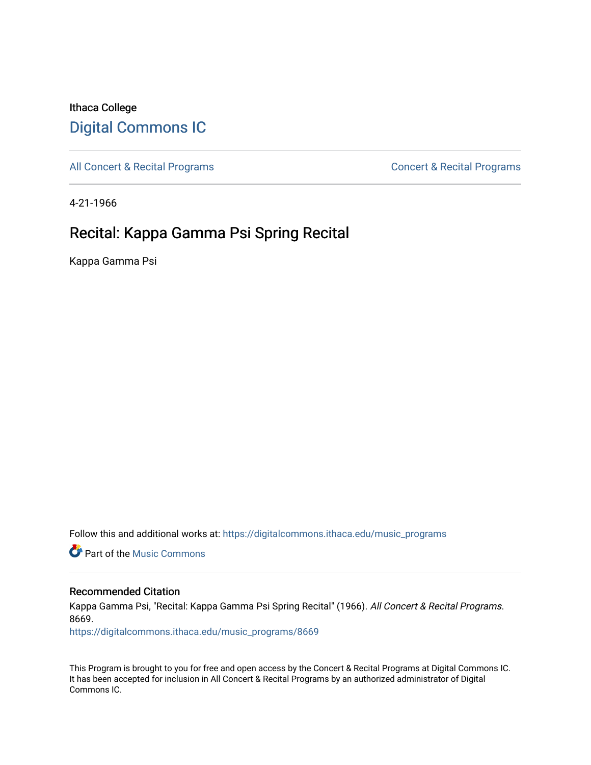Ithaca College

# Digital Commons IC

All Concert & Recital Programs

Concert & Recital Programs

4-21-1966

## Recital: Kappa Gamma Psi Spring Recital

Kappa Gamma Psi

Follow this and additional works at: https://digitalcommons.ithaca.edu/music_programs

Part of the Music Commons

### Recommended Citation

Kappa Gamma Psi, "Recital: Kappa Gamma Psi Spring Recital" (1966). *All Concert & Recital Programs*. 8669.
https://digitalcommons.ithaca.edu/music_programs/8669

This Program is brought to you for free and open access by the Concert & Recital Programs at Digital Commons IC. It has been accepted for inclusion in All Concert & Recital Programs by an authorized administrator of Digital Commons IC.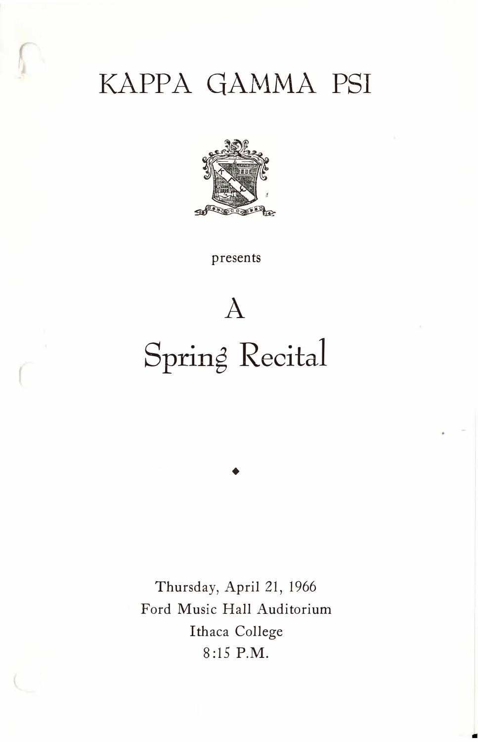# KAPPA GAMMA PSI

presents

# A Spring Recital

◆

Thursday, April 21, 1966
Ford Music Hall Auditorium
Ithaca College
8:15 P.M.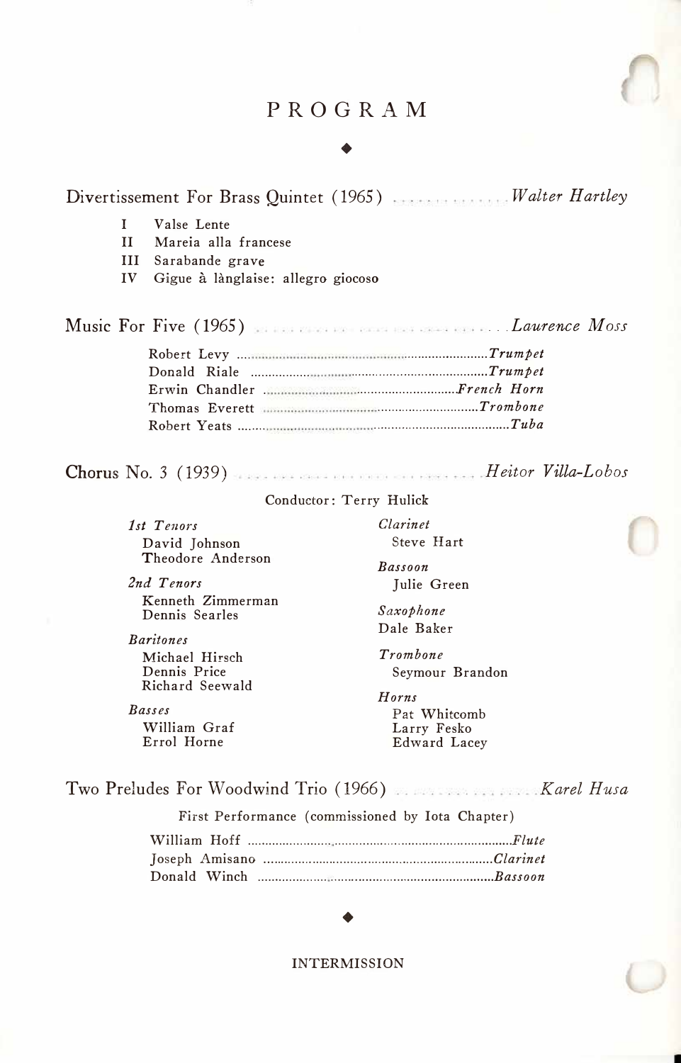# PROGRAM

◆

Divertissement For Brass Quintet (1965) .............. *Walter Hartley*

I Valse Lente
II Mareia alla francese
III Sarabande grave
IV Gigue à lànglaise: allegro giocoso

Music For Five (1965) .............................. *Laurence Moss*

Robert Levy .............................. *Trumpet*
Donald Riale .............................. *Trumpet*
Erwin Chandler .............................. *French Horn*
Thomas Everett .............................. *Trombone*
Robert Yeats .............................. *Tuba*

Chorus No. 3 (1939) .............................. *Heitor Villa-Lobos*

Conductor: Terry Hulick

*1st Tenors*
David Johnson
Theodore Anderson

*2nd Tenors*
Kenneth Zimmerman
Dennis Searles

*Baritones*
Michael Hirsch
Dennis Price
Richard Seewald

*Basses*
William Graf
Errol Horne

*Clarinet*
Steve Hart

*Bassoon*
Julie Green

*Saxophone*
Dale Baker

*Trombone*
Seymour Brandon

*Horns*
Pat Whitcomb
Larry Fesko
Edward Lacey

Two Preludes For Woodwind Trio (1966) .................. *Karel Husa*

First Performance (commissioned by Iota Chapter)

William Hoff .............................. *Flute*
Joseph Amisano .............................. *Clarinet*
Donald Winch .............................. *Bassoon*

◆

INTERMISSION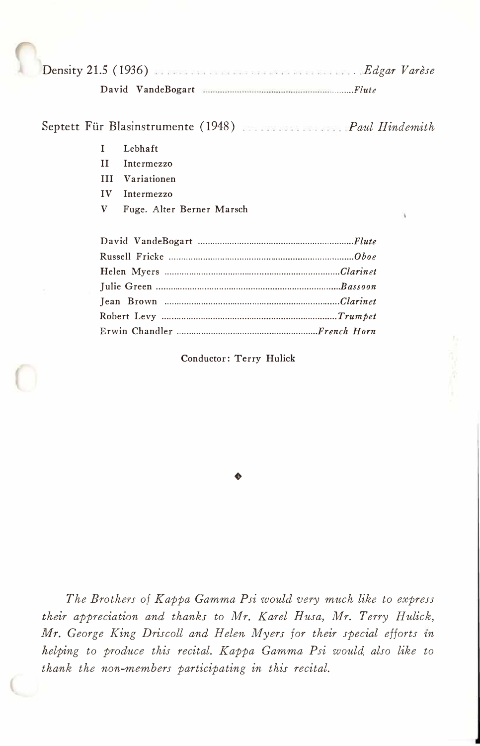Density 21.5 (1936) .................................... *Edgar Varèse*

David VandeBogart .................................... *Flute*

Septett Für Blasinstrumente (1948) .................... *Paul Hindemith*

I Lebhaft
II Intermezzo
III Variationen
IV Intermezzo
V Fuge. Alter Berner Marsch

David VandeBogart .................................... *Flute*
Russell Fricke .................................... *Oboe*
Helen Myers .................................... *Clarinet*
Julie Green .................................... *Bassoon*
Jean Brown .................................... *Clarinet*
Robert Levy .................................... *Trumpet*
Erwin Chandler .................................... *French Horn*

Conductor: Terry Hulick

◆

*The Brothers of Kappa Gamma Psi would very much like to express their appreciation and thanks to Mr. Karel Husa, Mr. Terry Hulick, Mr. George King Driscoll and Helen Myers for their special efforts in helping to produce this recital. Kappa Gamma Psi would also like to thank the non-members participating in this recital.*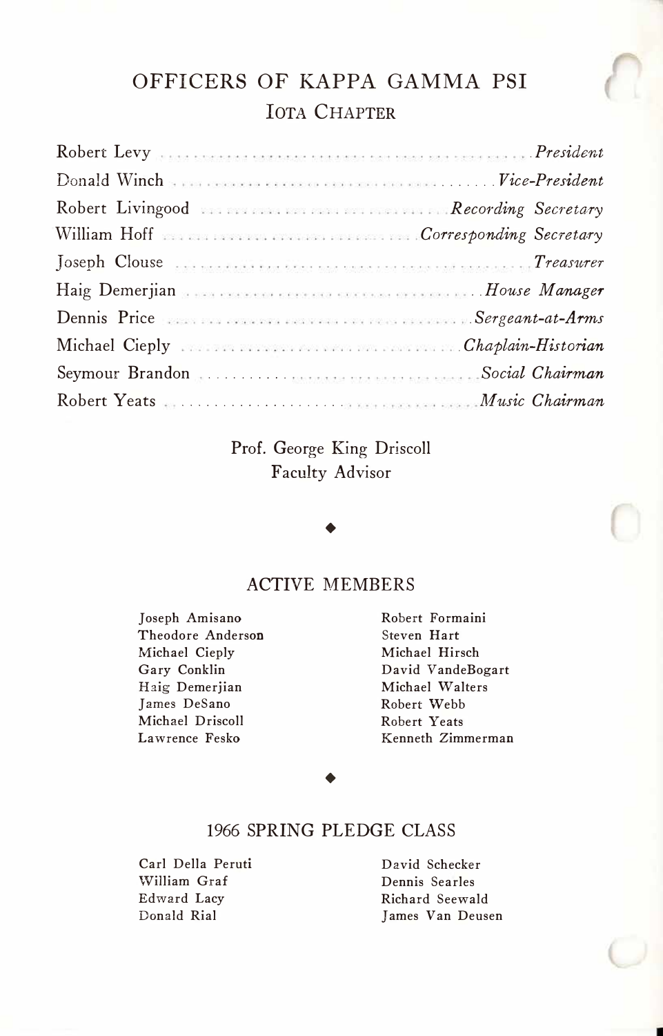# OFFICERS OF KAPPA GAMMA PSI

## Iota Chapter

| | |
|---|---|
| Robert Levy | *President* |
| Donald Winch | *Vice-President* |
| Robert Livingood | *Recording Secretary* |
| William Hoff | *Corresponding Secretary* |
| Joseph Clouse | *Treasurer* |
| Haig Demerjian | *House Manager* |
| Dennis Price | *Sergeant-at-Arms* |
| Michael Cieply | *Chaplain-Historian* |
| Seymour Brandon | *Social Chairman* |
| Robert Yeats | *Music Chairman* |

Prof. George King Driscoll
Faculty Advisor

◆

## ACTIVE MEMBERS

Joseph Amisano
Theodore Anderson
Michael Cieply
Gary Conklin
Haig Demerjian
James DeSano
Michael Driscoll
Lawrence Fesko
Robert Formaini
Steven Hart
Michael Hirsch
David VandeBogart
Michael Walters
Robert Webb
Robert Yeats
Kenneth Zimmerman

◆

## 1966 SPRING PLEDGE CLASS

Carl Della Peruti
William Graf
Edward Lacy
Donald Rial
David Schecker
Dennis Searles
Richard Seewald
James Van Deusen